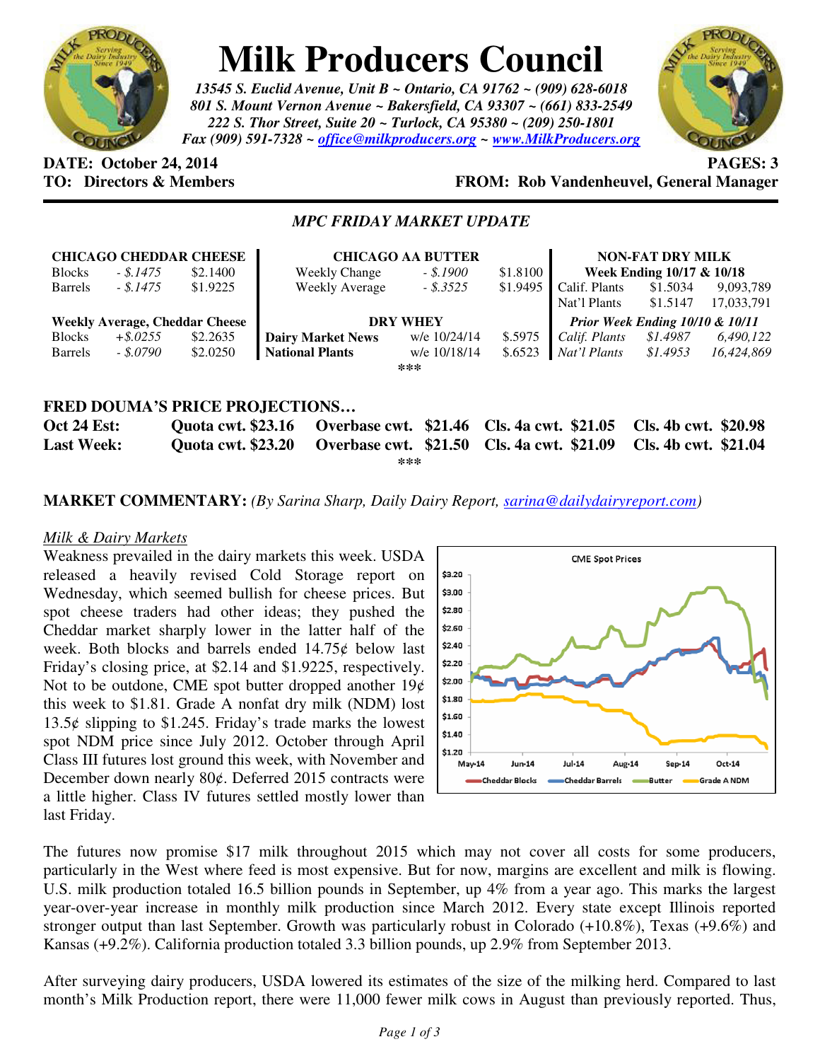# Milk Producers Council

*13545 S. Euclid Avenue, Unit B ~ Ontario, CA 91762 ~ (909) 628-6018*
*801 S. Mount Vernon Avenue ~ Bakersfield, CA 93307 ~ (661) 833-2549*
*222 S. Thor Street, Suite 20 ~ Turlock, CA 95380 ~ (209) 250-1801*
*Fax (909) 591-7328 ~ office@milkproducers.org ~ www.MilkProducers.org*

**DATE: October 24, 2014** **PAGES: 3**
**TO: Directors & Members** **FROM: Rob Vandenheuvel, General Manager**

## *MPC FRIDAY MARKET UPDATE*

| **CHICAGO CHEDDAR CHEESE** | | |
|---|---|---|
| Blocks | *- $.1475* | $2.1400 |
| Barrels | *- $.1475* | $1.9225 |
| **Weekly Average, Cheddar Cheese** | | |
| Blocks | *+$.0255* | $2.2635 |
| Barrels | *- $.0790* | $2.0250 |

| **CHICAGO AA BUTTER** | | |
|---|---|---|
| Weekly Change | *- $.1900* | $1.8100 |
| Weekly Average | *- $.3525* | $1.9495 |
| **DRY WHEY** | | |
| **Dairy Market News** | w/e 10/24/14 | $.5975 |
| **National Plants** | w/e 10/18/14 | $.6523 |

| **NON-FAT DRY MILK** | | |
|---|---|---|
| **Week Ending 10/17 & 10/18** | | |
| Calif. Plants | $1.5034 | 9,093,789 |
| Nat'l Plants | $1.5147 | 17,033,791 |
| ***Prior Week Ending 10/10 & 10/11*** | | |
| *Calif. Plants* | *$1.4987* | *6,490,122* |
| *Nat'l Plants* | *$1.4953* | *16,424,869* |

***

## FRED DOUMA'S PRICE PROJECTIONS…

| | | | | |
|---|---|---|---|---|
| **Oct 24 Est:** | **Quota cwt. $23.16** | **Overbase cwt. $21.46** | **Cls. 4a cwt. $21.05** | **Cls. 4b cwt. $20.98** |
| **Last Week:** | **Quota cwt. $23.20** | **Overbase cwt. $21.50** | **Cls. 4a cwt. $21.09** | **Cls. 4b cwt. $21.04** |

***

**MARKET COMMENTARY:** *(By Sarina Sharp, Daily Dairy Report, sarina@dailydairyreport.com)*

### Milk & Dairy Markets

Weakness prevailed in the dairy markets this week. USDA released a heavily revised Cold Storage report on Wednesday, which seemed bullish for cheese prices. But spot cheese traders had other ideas; they pushed the Cheddar market sharply lower in the latter half of the week. Both blocks and barrels ended 14.75¢ below last Friday's closing price, at $2.14 and $1.9225, respectively. Not to be outdone, CME spot butter dropped another 19¢ this week to $1.81. Grade A nonfat dry milk (NDM) lost 13.5¢ slipping to $1.245. Friday's trade marks the lowest spot NDM price since July 2012. October through April Class III futures lost ground this week, with November and December down nearly 80¢. Deferred 2015 contracts were a little higher. Class IV futures settled mostly lower than last Friday.

The futures now promise $17 milk throughout 2015 which may not cover all costs for some producers, particularly in the West where feed is most expensive. But for now, margins are excellent and milk is flowing. U.S. milk production totaled 16.5 billion pounds in September, up 4% from a year ago. This marks the largest year-over-year increase in monthly milk production since March 2012. Every state except Illinois reported stronger output than last September. Growth was particularly robust in Colorado (+10.8%), Texas (+9.6%) and Kansas (+9.2%). California production totaled 3.3 billion pounds, up 2.9% from September 2013.

After surveying dairy producers, USDA lowered its estimates of the size of the milking herd. Compared to last month's Milk Production report, there were 11,000 fewer milk cows in August than previously reported. Thus,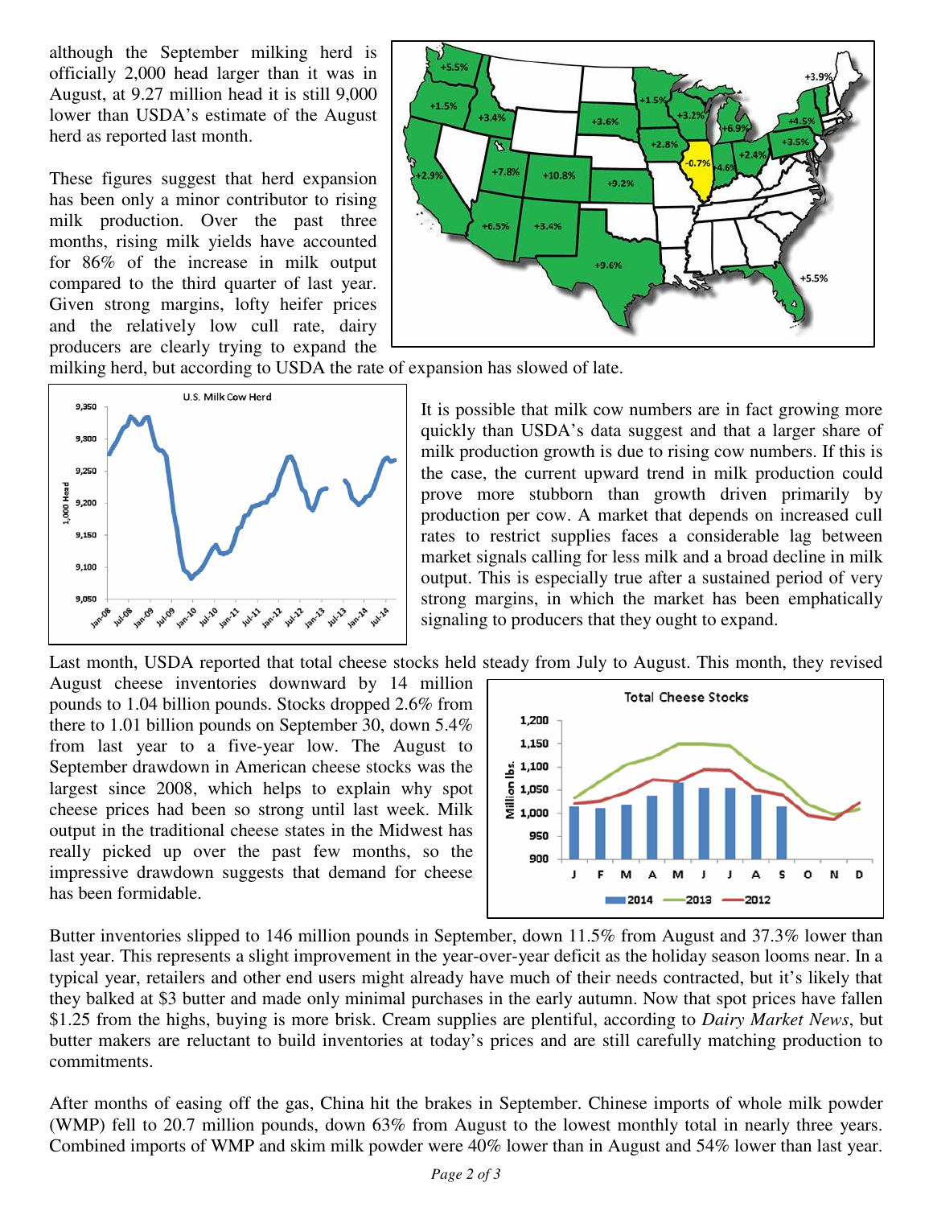although the September milking herd is officially 2,000 head larger than it was in August, at 9.27 million head it is still 9,000 lower than USDA's estimate of the August herd as reported last month.

These figures suggest that herd expansion has been only a minor contributor to rising milk production. Over the past three months, rising milk yields have accounted for 86% of the increase in milk output compared to the third quarter of last year. Given strong margins, lofty heifer prices and the relatively low cull rate, dairy producers are clearly trying to expand the milking herd, but according to USDA the rate of expansion has slowed of late.

It is possible that milk cow numbers are in fact growing more quickly than USDA's data suggest and that a larger share of milk production growth is due to rising cow numbers. If this is the case, the current upward trend in milk production could prove more stubborn than growth driven primarily by production per cow. A market that depends on increased cull rates to restrict supplies faces a considerable lag between market signals calling for less milk and a broad decline in milk output. This is especially true after a sustained period of very strong margins, in which the market has been emphatically signaling to producers that they ought to expand.

Last month, USDA reported that total cheese stocks held steady from July to August. This month, they revised August cheese inventories downward by 14 million pounds to 1.04 billion pounds. Stocks dropped 2.6% from there to 1.01 billion pounds on September 30, down 5.4% from last year to a five-year low. The August to September drawdown in American cheese stocks was the largest since 2008, which helps to explain why spot cheese prices had been so strong until last week. Milk output in the traditional cheese states in the Midwest has really picked up over the past few months, so the impressive drawdown suggests that demand for cheese has been formidable.

Butter inventories slipped to 146 million pounds in September, down 11.5% from August and 37.3% lower than last year. This represents a slight improvement in the year-over-year deficit as the holiday season looms near. In a typical year, retailers and other end users might already have much of their needs contracted, but it's likely that they balked at $3 butter and made only minimal purchases in the early autumn. Now that spot prices have fallen $1.25 from the highs, buying is more brisk. Cream supplies are plentiful, according to *Dairy Market News*, but butter makers are reluctant to build inventories at today's prices and are still carefully matching production to commitments.

After months of easing off the gas, China hit the brakes in September. Chinese imports of whole milk powder (WMP) fell to 20.7 million pounds, down 63% from August to the lowest monthly total in nearly three years. Combined imports of WMP and skim milk powder were 40% lower than in August and 54% lower than last year.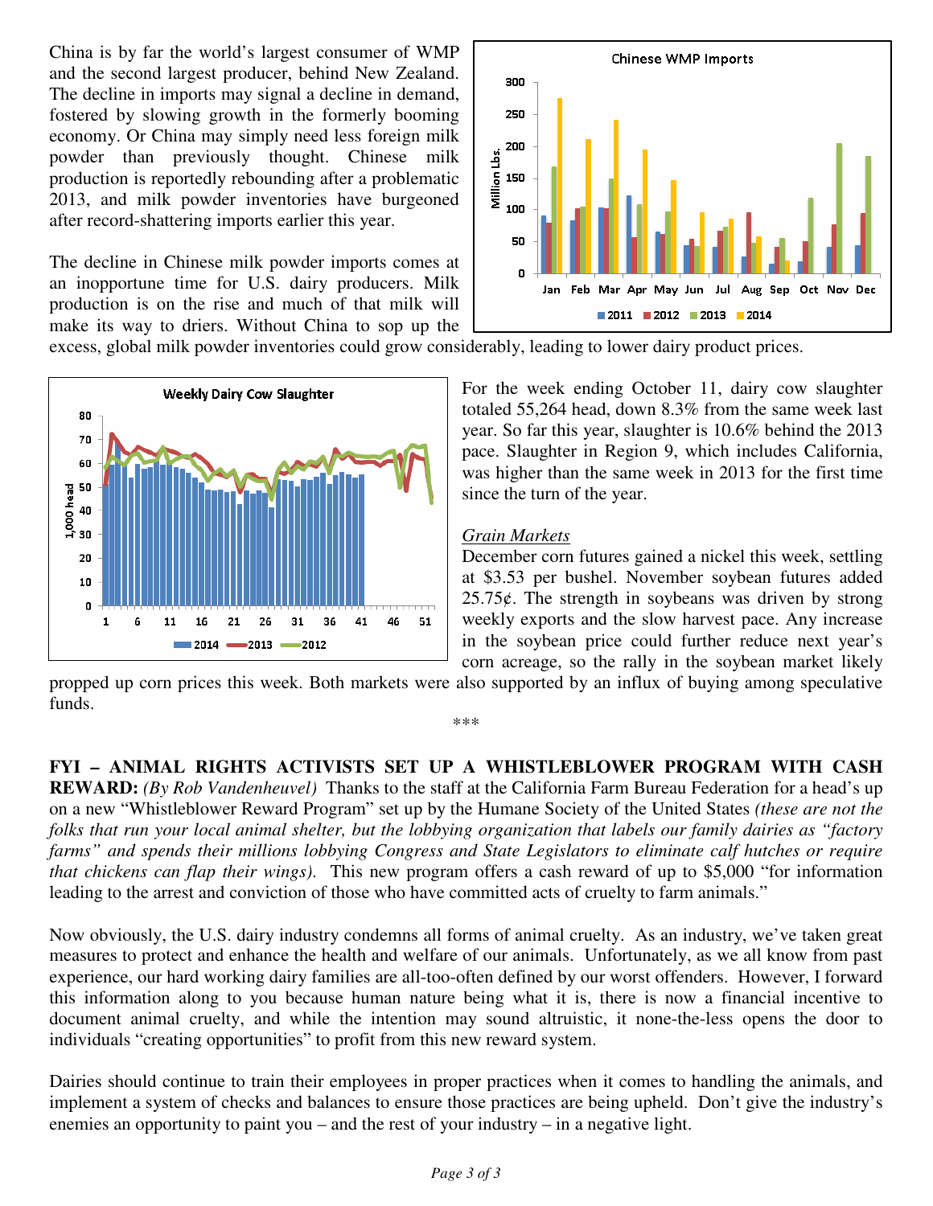China is by far the world's largest consumer of WMP and the second largest producer, behind New Zealand. The decline in imports may signal a decline in demand, fostered by slowing growth in the formerly booming economy. Or China may simply need less foreign milk powder than previously thought. Chinese milk production is reportedly rebounding after a problematic 2013, and milk powder inventories have burgeoned after record-shattering imports earlier this year.

Chinese WMP Imports

Million Lbs.

0
50
100
150
200
250
300

Jan Feb Mar Apr May Jun Jul Aug Sep Oct Nov Dec

2011 2012 2013 2014

The decline in Chinese milk powder imports comes at an inopportune time for U.S. dairy producers. Milk production is on the rise and much of that milk will make its way to driers. Without China to sop up the excess, global milk powder inventories could grow considerably, leading to lower dairy product prices.

Weekly Dairy Cow Slaughter

1,000 head

0
10
20
30
40
50
60
70
80

1 6 11 16 21 26 31 36 41 46 51

2014 2013 2012

For the week ending October 11, dairy cow slaughter totaled 55,264 head, down 8.3% from the same week last year. So far this year, slaughter is 10.6% behind the 2013 pace. Slaughter in Region 9, which includes California, was higher than the same week in 2013 for the first time since the turn of the year.

_Grain Markets_

December corn futures gained a nickel this week, settling at $3.53 per bushel. November soybean futures added 25.75¢. The strength in soybeans was driven by strong weekly exports and the slow harvest pace. Any increase in the soybean price could further reduce next year's corn acreage, so the rally in the soybean market likely propped up corn prices this week. Both markets were also supported by an influx of buying among speculative funds.

***

**FYI – ANIMAL RIGHTS ACTIVISTS SET UP A WHISTLEBLOWER PROGRAM WITH CASH REWARD:** *(By Rob Vandenheuvel)* Thanks to the staff at the California Farm Bureau Federation for a head's up on a new "Whistleblower Reward Program" set up by the Humane Society of the United States *(these are not the folks that run your local animal shelter, but the lobbying organization that labels our family dairies as "factory farms" and spends their millions lobbying Congress and State Legislators to eliminate calf hutches or require that chickens can flap their wings).* This new program offers a cash reward of up to $5,000 "for information leading to the arrest and conviction of those who have committed acts of cruelty to farm animals."

Now obviously, the U.S. dairy industry condemns all forms of animal cruelty. As an industry, we've taken great measures to protect and enhance the health and welfare of our animals. Unfortunately, as we all know from past experience, our hard working dairy families are all-too-often defined by our worst offenders. However, I forward this information along to you because human nature being what it is, there is now a financial incentive to document animal cruelty, and while the intention may sound altruistic, it none-the-less opens the door to individuals "creating opportunities" to profit from this new reward system.

Dairies should continue to train their employees in proper practices when it comes to handling the animals, and implement a system of checks and balances to ensure those practices are being upheld. Don't give the industry's enemies an opportunity to paint you – and the rest of your industry – in a negative light.